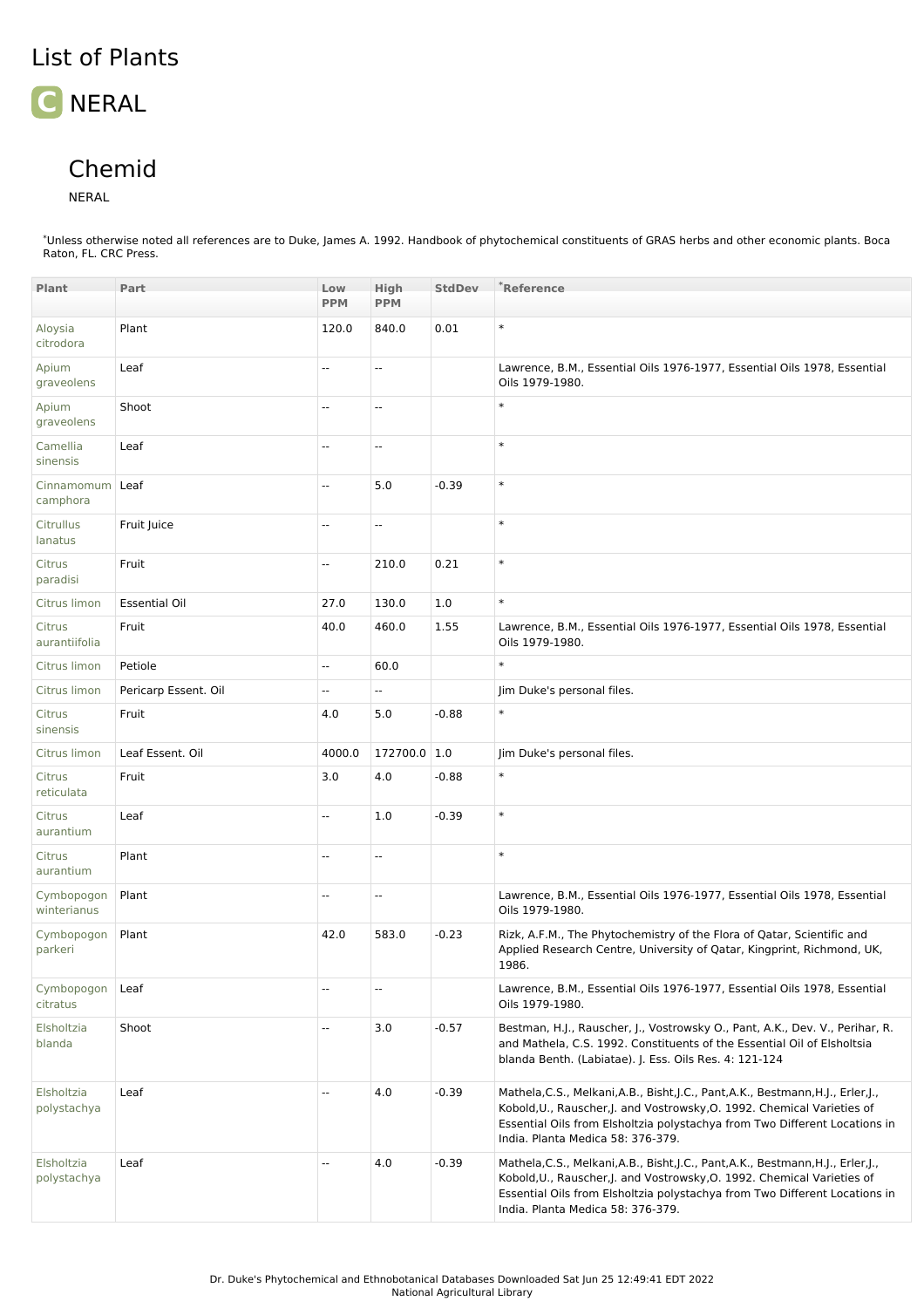# List of Plants

## C NERAL

# Chemid

NERAL

*Unless otherwise noted all references are to Duke, James A. 1992. Handbook of phytochemical constituents of GRAS herbs and other economic plants. Boca Raton, FL. CRC Press.

| Plant | Part | Low PPM | High PPM | StdDev | *Reference |
|---|---|---|---|---|---|
| Aloysia citrodora | Plant | 120.0 | 840.0 | 0.01 | * |
| Apium graveolens | Leaf | -- | -- | | Lawrence, B.M., Essential Oils 1976-1977, Essential Oils 1978, Essential Oils 1979-1980. |
| Apium graveolens | Shoot | -- | -- | | * |
| Camellia sinensis | Leaf | -- | -- | | * |
| Cinnamomum camphora | Leaf | -- | 5.0 | -0.39 | * |
| Citrullus lanatus | Fruit Juice | -- | -- | | * |
| Citrus paradisi | Fruit | -- | 210.0 | 0.21 | * |
| Citrus limon | Essential Oil | 27.0 | 130.0 | 1.0 | * |
| Citrus aurantiifolia | Fruit | 40.0 | 460.0 | 1.55 | Lawrence, B.M., Essential Oils 1976-1977, Essential Oils 1978, Essential Oils 1979-1980. |
| Citrus limon | Petiole | -- | 60.0 | | * |
| Citrus limon | Pericarp Essent. Oil | -- | -- | | Jim Duke's personal files. |
| Citrus sinensis | Fruit | 4.0 | 5.0 | -0.88 | * |
| Citrus limon | Leaf Essent. Oil | 4000.0 | 172700.0 | 1.0 | Jim Duke's personal files. |
| Citrus reticulata | Fruit | 3.0 | 4.0 | -0.88 | * |
| Citrus aurantium | Leaf | -- | 1.0 | -0.39 | * |
| Citrus aurantium | Plant | -- | -- | | * |
| Cymbopogon winterianus | Plant | -- | -- | | Lawrence, B.M., Essential Oils 1976-1977, Essential Oils 1978, Essential Oils 1979-1980. |
| Cymbopogon parkeri | Plant | 42.0 | 583.0 | -0.23 | Rizk, A.F.M., The Phytochemistry of the Flora of Qatar, Scientific and Applied Research Centre, University of Qatar, Kingprint, Richmond, UK, 1986. |
| Cymbopogon citratus | Leaf | -- | -- | | Lawrence, B.M., Essential Oils 1976-1977, Essential Oils 1978, Essential Oils 1979-1980. |
| Elsholtzia blanda | Shoot | -- | 3.0 | -0.57 | Bestman, H.J., Rauscher, J., Vostrowsky O., Pant, A.K., Dev. V., Perihar, R. and Mathela, C.S. 1992. Constituents of the Essential Oil of Elsholtsia blanda Benth. (Labiatae). J. Ess. Oils Res. 4: 121-124 |
| Elsholtzia polystachya | Leaf | -- | 4.0 | -0.39 | Mathela,C.S., Melkani,A.B., Bisht,J.C., Pant,A.K., Bestmann,H.J., Erler,J., Kobold,U., Rauscher,J. and Vostrowsky,O. 1992. Chemical Varieties of Essential Oils from Elsholtzia polystachya from Two Different Locations in India. Planta Medica 58: 376-379. |
| Elsholtzia polystachya | Leaf | -- | 4.0 | -0.39 | Mathela,C.S., Melkani,A.B., Bisht,J.C., Pant,A.K., Bestmann,H.J., Erler,J., Kobold,U., Rauscher,J. and Vostrowsky,O. 1992. Chemical Varieties of Essential Oils from Elsholtzia polystachya from Two Different Locations in India. Planta Medica 58: 376-379. |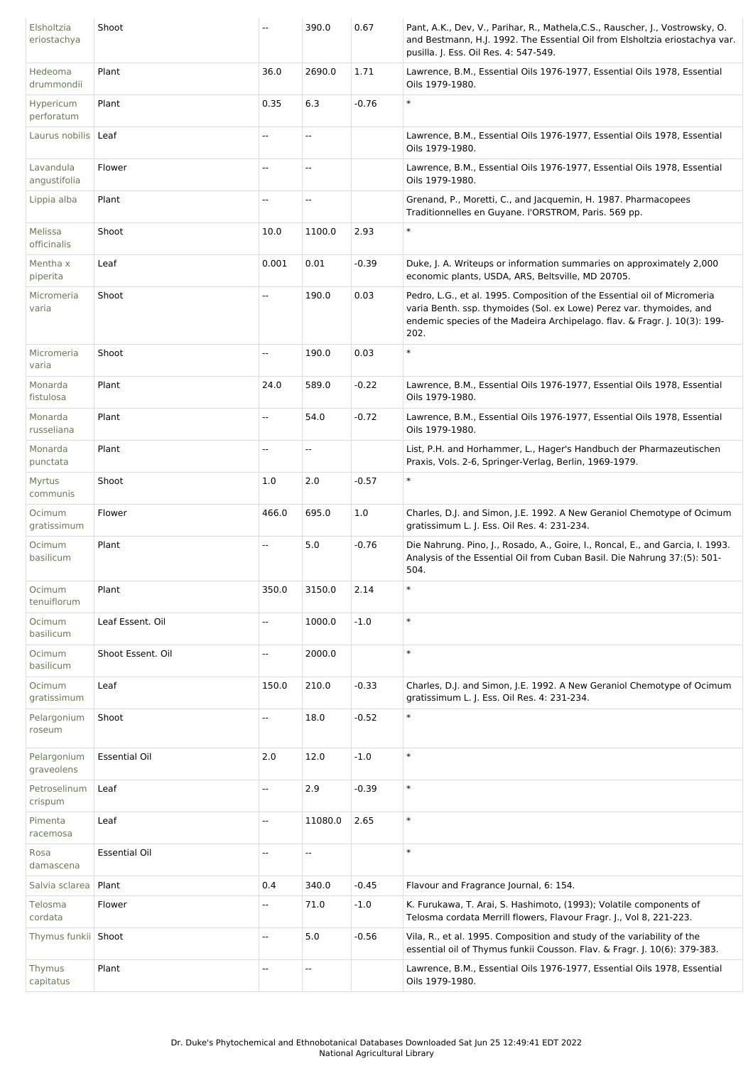| | | | | | |
|---|---|---|---|---|---|
| Elsholtzia eriostachya | Shoot | -- | 390.0 | 0.67 | Pant, A.K., Dev, V., Parihar, R., Mathela,C.S., Rauscher, J., Vostrowsky, O. and Bestmann, H.J. 1992. The Essential Oil from Elsholtzia eriostachya var. pusilla. J. Ess. Oil Res. 4: 547-549. |
| Hedeoma drummondii | Plant | 36.0 | 2690.0 | 1.71 | Lawrence, B.M., Essential Oils 1976-1977, Essential Oils 1978, Essential Oils 1979-1980. |
| Hypericum perforatum | Plant | 0.35 | 6.3 | -0.76 | * |
| Laurus nobilis | Leaf | -- | -- | | Lawrence, B.M., Essential Oils 1976-1977, Essential Oils 1978, Essential Oils 1979-1980. |
| Lavandula angustifolia | Flower | -- | -- | | Lawrence, B.M., Essential Oils 1976-1977, Essential Oils 1978, Essential Oils 1979-1980. |
| Lippia alba | Plant | -- | -- | | Grenand, P., Moretti, C., and Jacquemin, H. 1987. Pharmacopees Traditionnelles en Guyane. l'ORSTROM, Paris. 569 pp. |
| Melissa officinalis | Shoot | 10.0 | 1100.0 | 2.93 | * |
| Mentha x piperita | Leaf | 0.001 | 0.01 | -0.39 | Duke, J. A. Writeups or information summaries on approximately 2,000 economic plants, USDA, ARS, Beltsville, MD 20705. |
| Micromeria varia | Shoot | -- | 190.0 | 0.03 | Pedro, L.G., et al. 1995. Composition of the Essential oil of Micromeria varia Benth. ssp. thymoides (Sol. ex Lowe) Perez var. thymoides, and endemic species of the Madeira Archipelago. flav. & Fragr. J. 10(3): 199-202. |
| Micromeria varia | Shoot | -- | 190.0 | 0.03 | * |
| Monarda fistulosa | Plant | 24.0 | 589.0 | -0.22 | Lawrence, B.M., Essential Oils 1976-1977, Essential Oils 1978, Essential Oils 1979-1980. |
| Monarda russeliana | Plant | -- | 54.0 | -0.72 | Lawrence, B.M., Essential Oils 1976-1977, Essential Oils 1978, Essential Oils 1979-1980. |
| Monarda punctata | Plant | -- | -- | | List, P.H. and Horhammer, L., Hager's Handbuch der Pharmazeutischen Praxis, Vols. 2-6, Springer-Verlag, Berlin, 1969-1979. |
| Myrtus communis | Shoot | 1.0 | 2.0 | -0.57 | * |
| Ocimum gratissimum | Flower | 466.0 | 695.0 | 1.0 | Charles, D.J. and Simon, J.E. 1992. A New Geraniol Chemotype of Ocimum gratissimum L. J. Ess. Oil Res. 4: 231-234. |
| Ocimum basilicum | Plant | -- | 5.0 | -0.76 | Die Nahrung. Pino, J., Rosado, A., Goire, I., Roncal, E., and Garcia, I. 1993. Analysis of the Essential Oil from Cuban Basil. Die Nahrung 37:(5): 501-504. |
| Ocimum tenuiflorum | Plant | 350.0 | 3150.0 | 2.14 | * |
| Ocimum basilicum | Leaf Essent. Oil | -- | 1000.0 | -1.0 | * |
| Ocimum basilicum | Shoot Essent. Oil | -- | 2000.0 | | * |
| Ocimum gratissimum | Leaf | 150.0 | 210.0 | -0.33 | Charles, D.J. and Simon, J.E. 1992. A New Geraniol Chemotype of Ocimum gratissimum L. J. Ess. Oil Res. 4: 231-234. |
| Pelargonium roseum | Shoot | -- | 18.0 | -0.52 | * |
| Pelargonium graveolens | Essential Oil | 2.0 | 12.0 | -1.0 | * |
| Petroselinum crispum | Leaf | -- | 2.9 | -0.39 | * |
| Pimenta racemosa | Leaf | -- | 11080.0 | 2.65 | * |
| Rosa damascena | Essential Oil | -- | -- | | * |
| Salvia sclarea | Plant | 0.4 | 340.0 | -0.45 | Flavour and Fragrance Journal, 6: 154. |
| Telosma cordata | Flower | -- | 71.0 | -1.0 | K. Furukawa, T. Arai, S. Hashimoto, (1993); Volatile components of Telosma cordata Merrill flowers, Flavour Fragr. J., Vol 8, 221-223. |
| Thymus funkii | Shoot | -- | 5.0 | -0.56 | Vila, R., et al. 1995. Composition and study of the variability of the essential oil of Thymus funkii Cousson. Flav. & Fragr. J. 10(6): 379-383. |
| Thymus capitatus | Plant | -- | -- | | Lawrence, B.M., Essential Oils 1976-1977, Essential Oils 1978, Essential Oils 1979-1980. |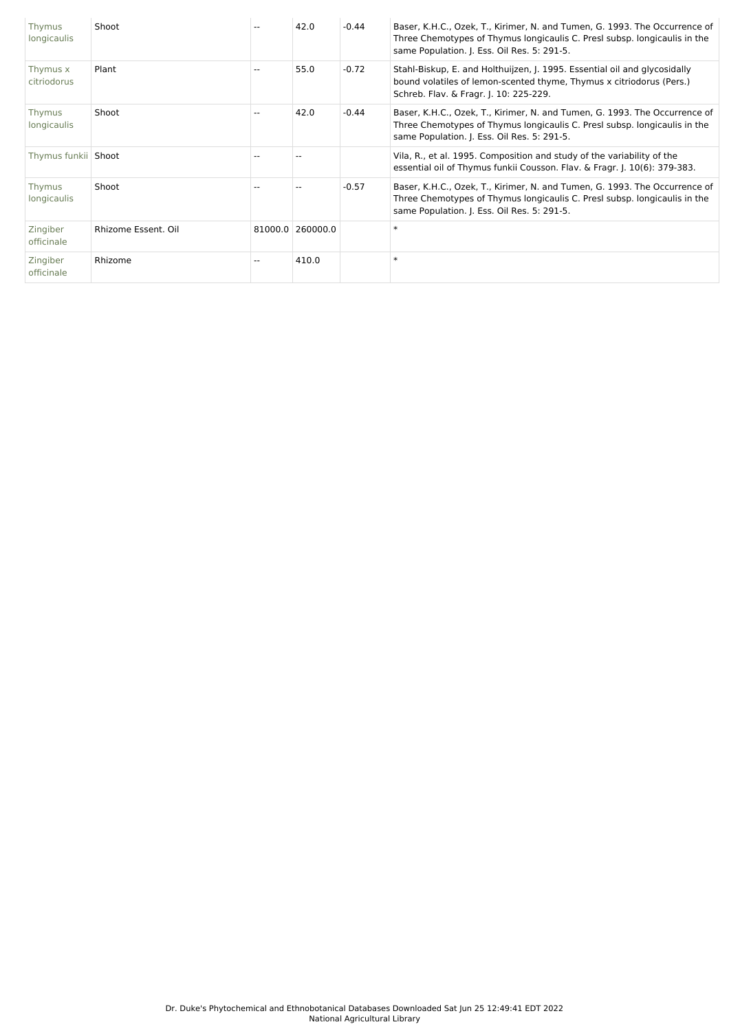| | | | | | |
|---|---|---|---|---|---|
| Thymus longicaulis | Shoot | -- | 42.0 | -0.44 | Baser, K.H.C., Ozek, T., Kirimer, N. and Tumen, G. 1993. The Occurrence of Three Chemotypes of Thymus longicaulis C. Presl subsp. longicaulis in the same Population. J. Ess. Oil Res. 5: 291-5. |
| Thymus x citriodorus | Plant | -- | 55.0 | -0.72 | Stahl-Biskup, E. and Holthuijzen, J. 1995. Essential oil and glycosidally bound volatiles of lemon-scented thyme, Thymus x citriodorus (Pers.) Schreb. Flav. & Fragr. J. 10: 225-229. |
| Thymus longicaulis | Shoot | -- | 42.0 | -0.44 | Baser, K.H.C., Ozek, T., Kirimer, N. and Tumen, G. 1993. The Occurrence of Three Chemotypes of Thymus longicaulis C. Presl subsp. longicaulis in the same Population. J. Ess. Oil Res. 5: 291-5. |
| Thymus funkii | Shoot | -- | -- | | Vila, R., et al. 1995. Composition and study of the variability of the essential oil of Thymus funkii Cousson. Flav. & Fragr. J. 10(6): 379-383. |
| Thymus longicaulis | Shoot | -- | -- | -0.57 | Baser, K.H.C., Ozek, T., Kirimer, N. and Tumen, G. 1993. The Occurrence of Three Chemotypes of Thymus longicaulis C. Presl subsp. longicaulis in the same Population. J. Ess. Oil Res. 5: 291-5. |
| Zingiber officinale | Rhizome Essent. Oil | 81000.0 | 260000.0 | | * |
| Zingiber officinale | Rhizome | -- | 410.0 | | * |

Dr. Duke's Phytochemical and Ethnobotanical Databases Downloaded Sat Jun 25 12:49:41 EDT 2022
National Agricultural Library